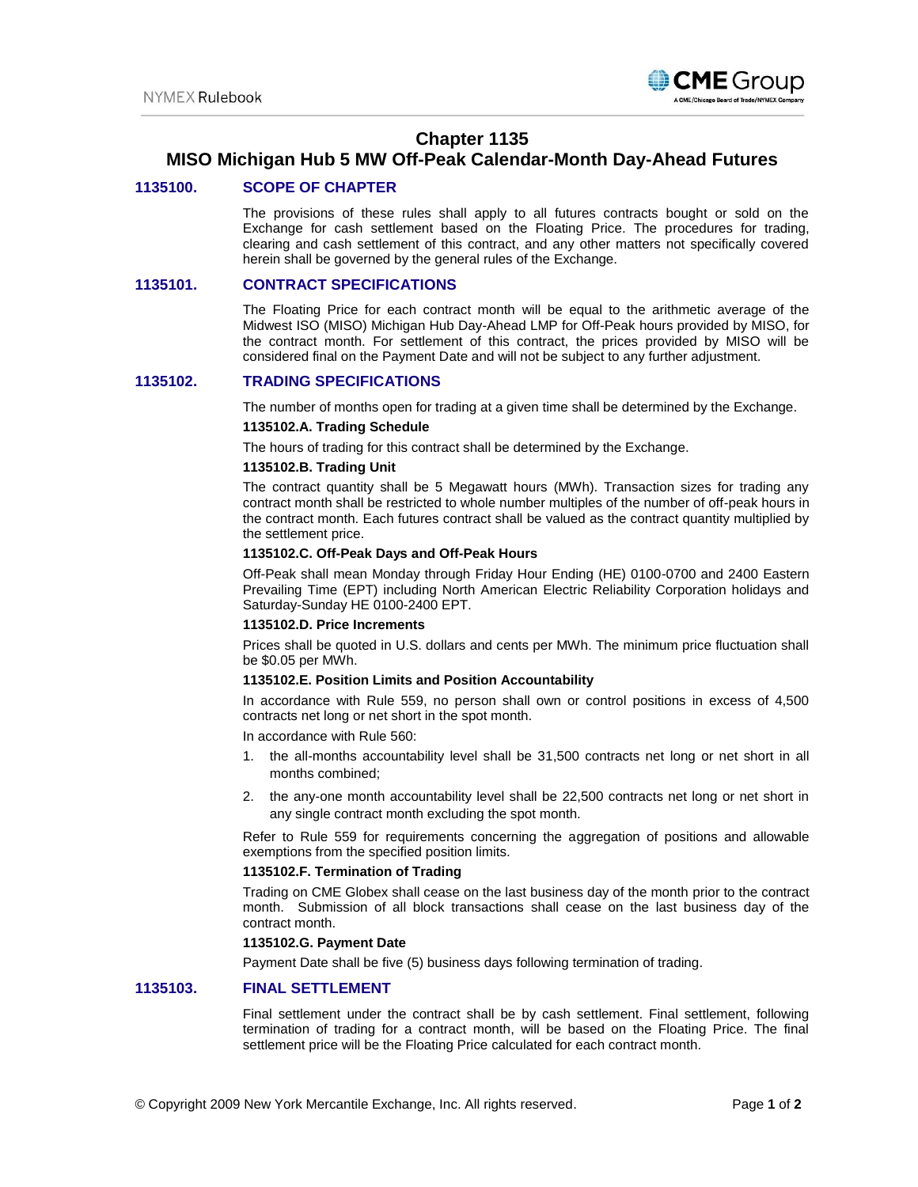# Chapter 1135
# MISO Michigan Hub 5 MW Off-Peak Calendar-Month Day-Ahead Futures

## 1135100. SCOPE OF CHAPTER

The provisions of these rules shall apply to all futures contracts bought or sold on the Exchange for cash settlement based on the Floating Price. The procedures for trading, clearing and cash settlement of this contract, and any other matters not specifically covered herein shall be governed by the general rules of the Exchange.

## 1135101. CONTRACT SPECIFICATIONS

The Floating Price for each contract month will be equal to the arithmetic average of the Midwest ISO (MISO) Michigan Hub Day-Ahead LMP for Off-Peak hours provided by MISO, for the contract month. For settlement of this contract, the prices provided by MISO will be considered final on the Payment Date and will not be subject to any further adjustment.

## 1135102. TRADING SPECIFICATIONS

The number of months open for trading at a given time shall be determined by the Exchange.

### 1135102.A. Trading Schedule

The hours of trading for this contract shall be determined by the Exchange.

### 1135102.B. Trading Unit

The contract quantity shall be 5 Megawatt hours (MWh). Transaction sizes for trading any contract month shall be restricted to whole number multiples of the number of off-peak hours in the contract month. Each futures contract shall be valued as the contract quantity multiplied by the settlement price.

### 1135102.C. Off-Peak Days and Off-Peak Hours

Off-Peak shall mean Monday through Friday Hour Ending (HE) 0100-0700 and 2400 Eastern Prevailing Time (EPT) including North American Electric Reliability Corporation holidays and Saturday-Sunday HE 0100-2400 EPT.

### 1135102.D. Price Increments

Prices shall be quoted in U.S. dollars and cents per MWh. The minimum price fluctuation shall be $0.05 per MWh.

### 1135102.E. Position Limits and Position Accountability

In accordance with Rule 559, no person shall own or control positions in excess of 4,500 contracts net long or net short in the spot month.

In accordance with Rule 560:

1. the all-months accountability level shall be 31,500 contracts net long or net short in all months combined;
2. the any-one month accountability level shall be 22,500 contracts net long or net short in any single contract month excluding the spot month.

Refer to Rule 559 for requirements concerning the aggregation of positions and allowable exemptions from the specified position limits.

### 1135102.F. Termination of Trading

Trading on CME Globex shall cease on the last business day of the month prior to the contract month. Submission of all block transactions shall cease on the last business day of the contract month.

### 1135102.G. Payment Date

Payment Date shall be five (5) business days following termination of trading.

## 1135103. FINAL SETTLEMENT

Final settlement under the contract shall be by cash settlement. Final settlement, following termination of trading for a contract month, will be based on the Floating Price. The final settlement price will be the Floating Price calculated for each contract month.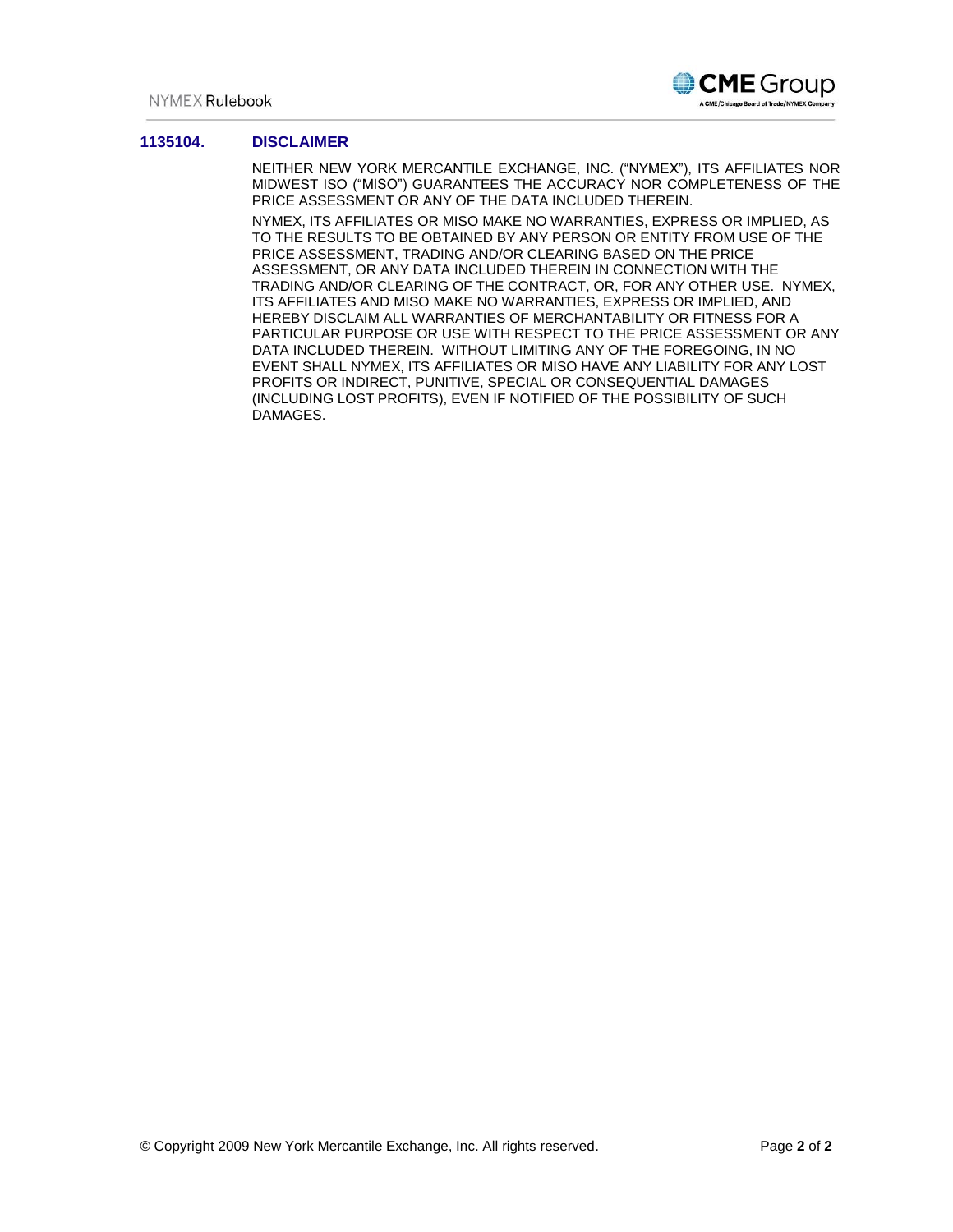## 1135104. DISCLAIMER

NEITHER NEW YORK MERCANTILE EXCHANGE, INC. ("NYMEX"), ITS AFFILIATES NOR MIDWEST ISO ("MISO") GUARANTEES THE ACCURACY NOR COMPLETENESS OF THE PRICE ASSESSMENT OR ANY OF THE DATA INCLUDED THEREIN.

NYMEX, ITS AFFILIATES OR MISO MAKE NO WARRANTIES, EXPRESS OR IMPLIED, AS TO THE RESULTS TO BE OBTAINED BY ANY PERSON OR ENTITY FROM USE OF THE PRICE ASSESSMENT, TRADING AND/OR CLEARING BASED ON THE PRICE ASSESSMENT, OR ANY DATA INCLUDED THEREIN IN CONNECTION WITH THE TRADING AND/OR CLEARING OF THE CONTRACT, OR, FOR ANY OTHER USE. NYMEX, ITS AFFILIATES AND MISO MAKE NO WARRANTIES, EXPRESS OR IMPLIED, AND HEREBY DISCLAIM ALL WARRANTIES OF MERCHANTABILITY OR FITNESS FOR A PARTICULAR PURPOSE OR USE WITH RESPECT TO THE PRICE ASSESSMENT OR ANY DATA INCLUDED THEREIN. WITHOUT LIMITING ANY OF THE FOREGOING, IN NO EVENT SHALL NYMEX, ITS AFFILIATES OR MISO HAVE ANY LIABILITY FOR ANY LOST PROFITS OR INDIRECT, PUNITIVE, SPECIAL OR CONSEQUENTIAL DAMAGES (INCLUDING LOST PROFITS), EVEN IF NOTIFIED OF THE POSSIBILITY OF SUCH DAMAGES.

© Copyright 2009 New York Mercantile Exchange, Inc. All rights reserved.